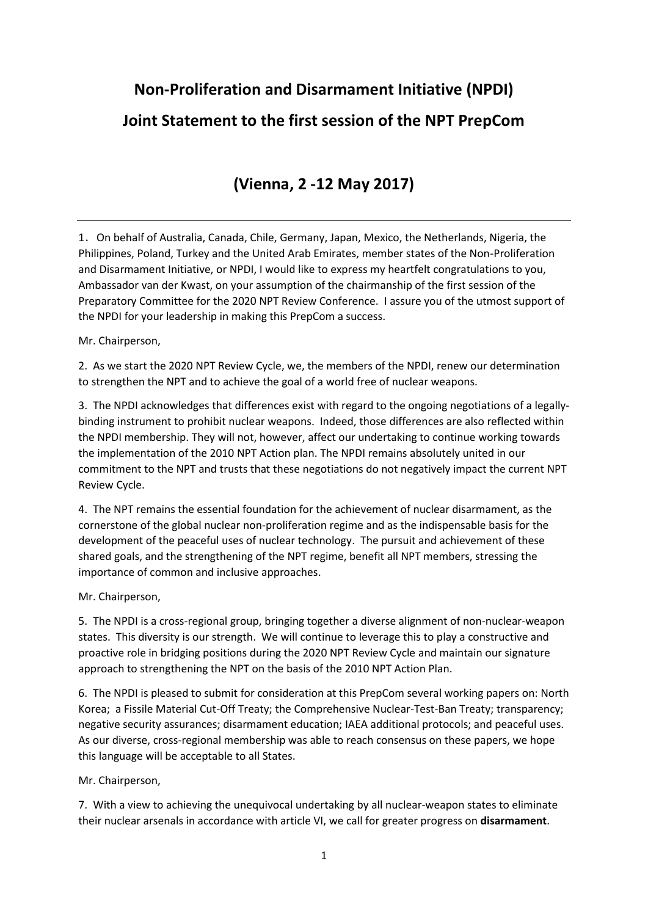# Non-Proliferation and Disarmament Initiative (NPDI)

# Joint Statement to the first session of the NPT PrepCom

## (Vienna, 2 -12 May 2017)

---

1. On behalf of Australia, Canada, Chile, Germany, Japan, Mexico, the Netherlands, Nigeria, the Philippines, Poland, Turkey and the United Arab Emirates, member states of the Non-Proliferation and Disarmament Initiative, or NPDI, I would like to express my heartfelt congratulations to you, Ambassador van der Kwast, on your assumption of the chairmanship of the first session of the Preparatory Committee for the 2020 NPT Review Conference. I assure you of the utmost support of the NPDI for your leadership in making this PrepCom a success.

Mr. Chairperson,

2. As we start the 2020 NPT Review Cycle, we, the members of the NPDI, renew our determination to strengthen the NPT and to achieve the goal of a world free of nuclear weapons.

3. The NPDI acknowledges that differences exist with regard to the ongoing negotiations of a legally-binding instrument to prohibit nuclear weapons. Indeed, those differences are also reflected within the NPDI membership. They will not, however, affect our undertaking to continue working towards the implementation of the 2010 NPT Action plan. The NPDI remains absolutely united in our commitment to the NPT and trusts that these negotiations do not negatively impact the current NPT Review Cycle.

4. The NPT remains the essential foundation for the achievement of nuclear disarmament, as the cornerstone of the global nuclear non-proliferation regime and as the indispensable basis for the development of the peaceful uses of nuclear technology. The pursuit and achievement of these shared goals, and the strengthening of the NPT regime, benefit all NPT members, stressing the importance of common and inclusive approaches.

Mr. Chairperson,

5. The NPDI is a cross-regional group, bringing together a diverse alignment of non-nuclear-weapon states. This diversity is our strength. We will continue to leverage this to play a constructive and proactive role in bridging positions during the 2020 NPT Review Cycle and maintain our signature approach to strengthening the NPT on the basis of the 2010 NPT Action Plan.

6. The NPDI is pleased to submit for consideration at this PrepCom several working papers on: North Korea; a Fissile Material Cut-Off Treaty; the Comprehensive Nuclear-Test-Ban Treaty; transparency; negative security assurances; disarmament education; IAEA additional protocols; and peaceful uses. As our diverse, cross-regional membership was able to reach consensus on these papers, we hope this language will be acceptable to all States.

Mr. Chairperson,

7. With a view to achieving the unequivocal undertaking by all nuclear-weapon states to eliminate their nuclear arsenals in accordance with article VI, we call for greater progress on **disarmament**.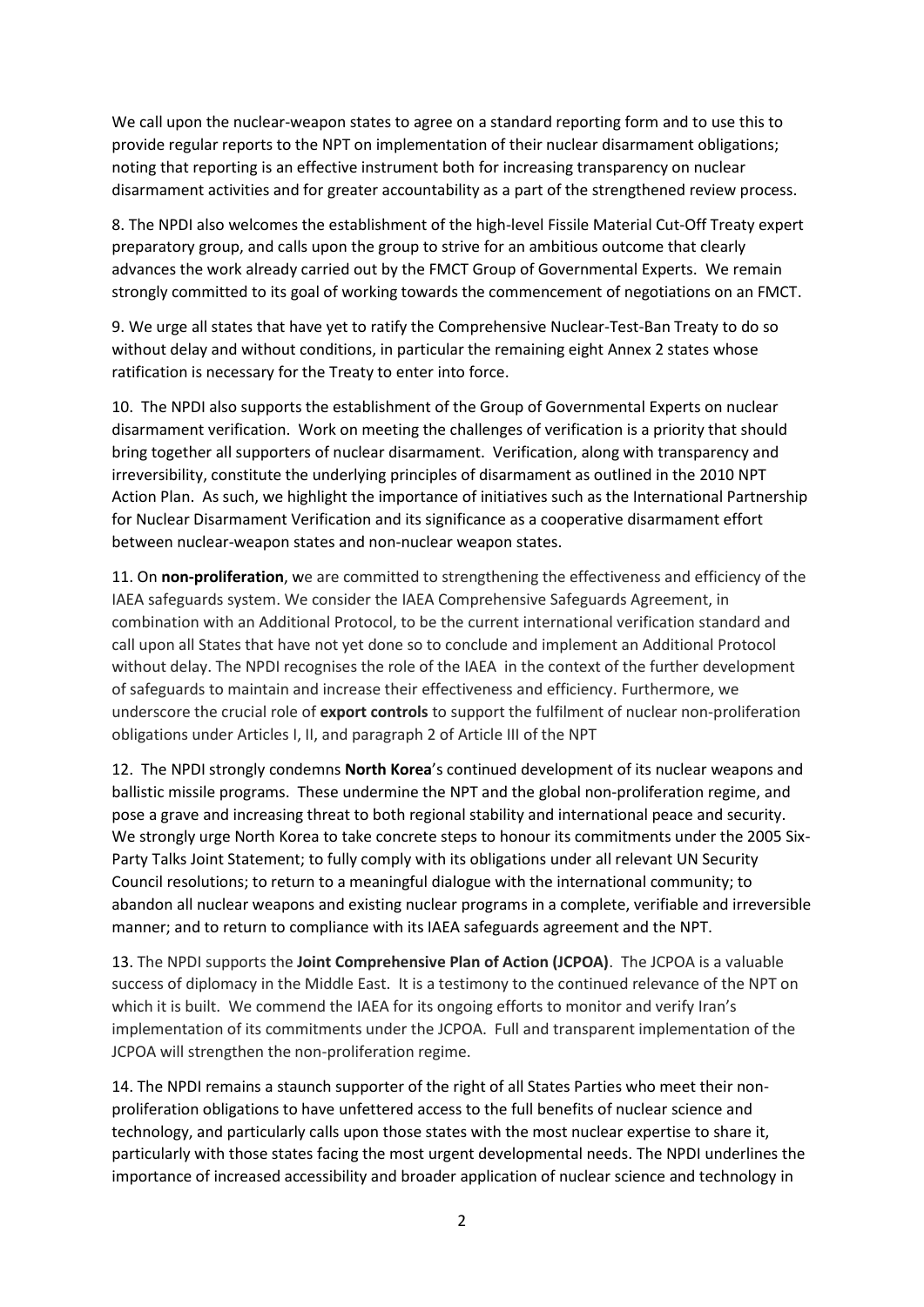We call upon the nuclear-weapon states to agree on a standard reporting form and to use this to provide regular reports to the NPT on implementation of their nuclear disarmament obligations; noting that reporting is an effective instrument both for increasing transparency on nuclear disarmament activities and for greater accountability as a part of the strengthened review process.

8. The NPDI also welcomes the establishment of the high-level Fissile Material Cut-Off Treaty expert preparatory group, and calls upon the group to strive for an ambitious outcome that clearly advances the work already carried out by the FMCT Group of Governmental Experts. We remain strongly committed to its goal of working towards the commencement of negotiations on an FMCT.

9. We urge all states that have yet to ratify the Comprehensive Nuclear-Test-Ban Treaty to do so without delay and without conditions, in particular the remaining eight Annex 2 states whose ratification is necessary for the Treaty to enter into force.

10. The NPDI also supports the establishment of the Group of Governmental Experts on nuclear disarmament verification. Work on meeting the challenges of verification is a priority that should bring together all supporters of nuclear disarmament. Verification, along with transparency and irreversibility, constitute the underlying principles of disarmament as outlined in the 2010 NPT Action Plan. As such, we highlight the importance of initiatives such as the International Partnership for Nuclear Disarmament Verification and its significance as a cooperative disarmament effort between nuclear-weapon states and non-nuclear weapon states.

11. On **non-proliferation**, we are committed to strengthening the effectiveness and efficiency of the IAEA safeguards system. We consider the IAEA Comprehensive Safeguards Agreement, in combination with an Additional Protocol, to be the current international verification standard and call upon all States that have not yet done so to conclude and implement an Additional Protocol without delay. The NPDI recognises the role of the IAEA in the context of the further development of safeguards to maintain and increase their effectiveness and efficiency. Furthermore, we underscore the crucial role of **export controls** to support the fulfilment of nuclear non-proliferation obligations under Articles I, II, and paragraph 2 of Article III of the NPT

12. The NPDI strongly condemns **North Korea**'s continued development of its nuclear weapons and ballistic missile programs. These undermine the NPT and the global non-proliferation regime, and pose a grave and increasing threat to both regional stability and international peace and security. We strongly urge North Korea to take concrete steps to honour its commitments under the 2005 Six-Party Talks Joint Statement; to fully comply with its obligations under all relevant UN Security Council resolutions; to return to a meaningful dialogue with the international community; to abandon all nuclear weapons and existing nuclear programs in a complete, verifiable and irreversible manner; and to return to compliance with its IAEA safeguards agreement and the NPT.

13. The NPDI supports the **Joint Comprehensive Plan of Action (JCPOA)**. The JCPOA is a valuable success of diplomacy in the Middle East. It is a testimony to the continued relevance of the NPT on which it is built. We commend the IAEA for its ongoing efforts to monitor and verify Iran's implementation of its commitments under the JCPOA. Full and transparent implementation of the JCPOA will strengthen the non-proliferation regime.

14. The NPDI remains a staunch supporter of the right of all States Parties who meet their non-proliferation obligations to have unfettered access to the full benefits of nuclear science and technology, and particularly calls upon those states with the most nuclear expertise to share it, particularly with those states facing the most urgent developmental needs. The NPDI underlines the importance of increased accessibility and broader application of nuclear science and technology in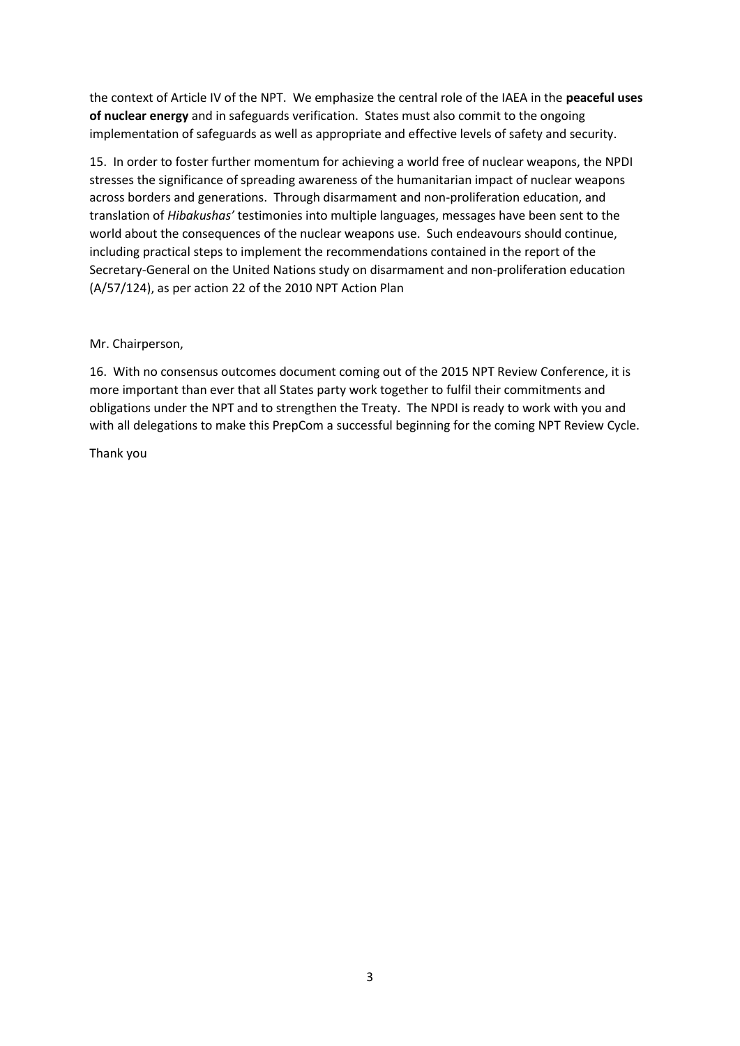the context of Article IV of the NPT. We emphasize the central role of the IAEA in the **peaceful uses of nuclear energy** and in safeguards verification. States must also commit to the ongoing implementation of safeguards as well as appropriate and effective levels of safety and security.

15. In order to foster further momentum for achieving a world free of nuclear weapons, the NPDI stresses the significance of spreading awareness of the humanitarian impact of nuclear weapons across borders and generations. Through disarmament and non-proliferation education, and translation of *Hibakushas'* testimonies into multiple languages, messages have been sent to the world about the consequences of the nuclear weapons use. Such endeavours should continue, including practical steps to implement the recommendations contained in the report of the Secretary-General on the United Nations study on disarmament and non-proliferation education (A/57/124), as per action 22 of the 2010 NPT Action Plan

Mr. Chairperson,

16. With no consensus outcomes document coming out of the 2015 NPT Review Conference, it is more important than ever that all States party work together to fulfil their commitments and obligations under the NPT and to strengthen the Treaty. The NPDI is ready to work with you and with all delegations to make this PrepCom a successful beginning for the coming NPT Review Cycle.

Thank you